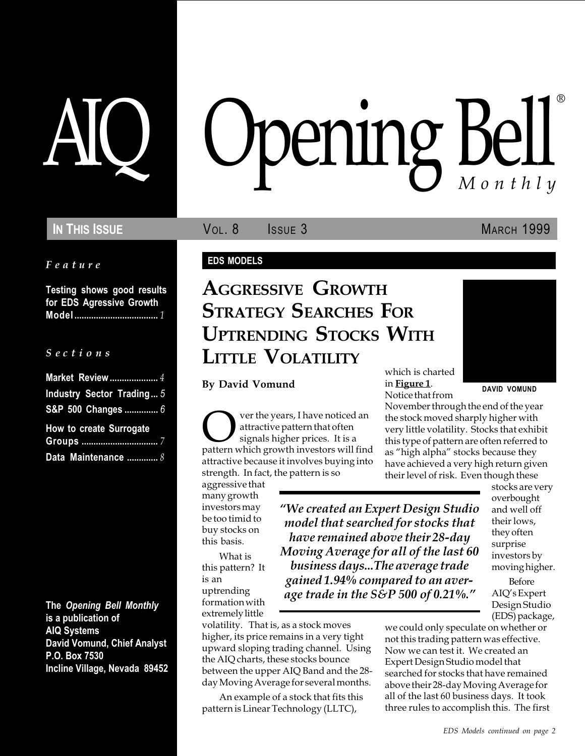# AIQ Opening Bell® Monthly

**In This Issue** | Vol. 8 | Issue 3 | March 1999

*Feature*

**Testing shows good results for EDS Agressive Growth Model** .................................. *1*

*Sections*

**Market Review** .................... *4*
**Industry Sector Trading** ... *5*
**S&P 500 Changes** .............. *6*
**How to create Surrogate Groups** ............................... *7*
**Data Maintenance** ............ *8*

**The *Opening Bell Monthly* is a publication of AIQ Systems**
**David Vomund, Chief Analyst**
**P.O. Box 7530**
**Incline Village, Nevada 89452**

**EDS MODELS**

## Aggressive Growth Strategy Searches For Uptrending Stocks With Little Volatility

**By David Vomund**

DAVID VOMUND

Over the years, I have noticed an attractive pattern that often signals higher prices. It is a pattern which growth investors will find attractive because it involves buying into strength. In fact, the pattern is so aggressive that many growth investors may be too timid to buy stocks on this basis.

What is this pattern? It is an uptrending formation with extremely little volatility. That is, as a stock moves higher, its price remains in a very tight upward sloping trading channel. Using the AIQ charts, these stocks bounce between the upper AIQ Band and the 28-day Moving Average for several months.

An example of a stock that fits this pattern is Linear Technology (LLTC), which is charted in **Figure 1**. Notice that from November through the end of the year the stock moved sharply higher with very little volatility. Stocks that exhibit this type of pattern are often referred to as "high alpha" stocks because they have achieved a very high return given their level of risk. Even though these stocks are very overbought and well off their lows, they often surprise investors by moving higher.

> *"We created an Expert Design Studio model that searched for stocks that have remained above their 28-day Moving Average for all of the last 60 business days...The average trade gained 1.94% compared to an average trade in the S&P 500 of 0.21%."*

Before AIQ's Expert Design Studio (EDS) package, we could only speculate on whether or not this trading pattern was effective. Now we can test it. We created an Expert Design Studio model that searched for stocks that have remained above their 28-day Moving Average for all of the last 60 business days. It took three rules to accomplish this. The first

*EDS Models continued on page 2*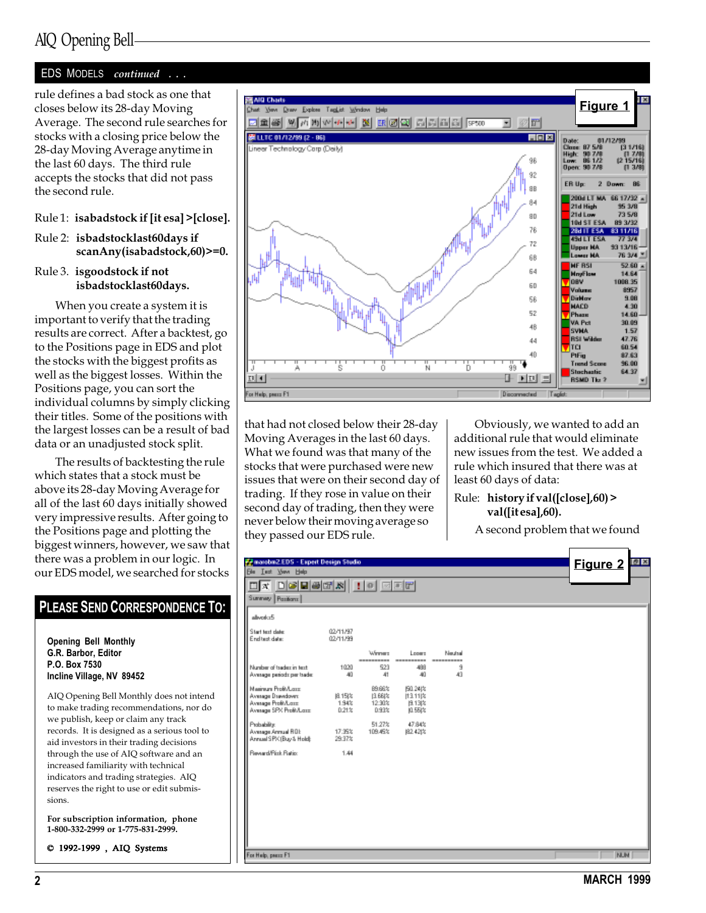## EDS MODELS *continued . . .*

rule defines a bad stock as one that closes below its 28-day Moving Average. The second rule searches for stocks with a closing price below the 28-day Moving Average anytime in the last 60 days. The third rule accepts the stocks that did not pass the second rule.

Rule 1: **isabadstock if [it esa] >[close].**

Rule 2: **isbadstocklast60days if scanAny(isabadstock,60)>=0.**

Rule 3. **isgoodstock if not isbadstocklast60days.**

When you create a system it is important to verify that the trading results are correct. After a backtest, go to the Positions page in EDS and plot the stocks with the biggest profits as well as the biggest losses. Within the Positions page, you can sort the individual columns by simply clicking their titles. Some of the positions with the largest losses can be a result of bad data or an unadjusted stock split.

The results of backtesting the rule which states that a stock must be above its 28-day Moving Average for all of the last 60 days initially showed very impressive results. After going to the Positions page and plotting the biggest winners, however, we saw that there was a problem in our logic. In our EDS model, we searched for stocks that had not closed below their 28-day Moving Averages in the last 60 days. What we found was that many of the stocks that were purchased were new issues that were on their second day of trading. If they rose in value on their second day of trading, then they were never below their moving average so they passed our EDS rule.

Obviously, we wanted to add an additional rule that would eliminate new issues from the test. We added a rule which insured that there was at least 60 days of data:

Rule: **history if val([close],60) > val([it esa],60).**

A second problem that we found

**Figure 1**

**Figure 2**

## PLEASE SEND CORRESPONDENCE TO:

**Opening Bell Monthly**
**G.R. Barbor, Editor**
**P.O. Box 7530**
**Incline Village, NV 89452**

AIQ Opening Bell Monthly does not intend to make trading recommendations, nor do we publish, keep or claim any track records. It is designed as a serious tool to aid investors in their trading decisions through the use of AIQ software and an increased familiarity with technical indicators and trading strategies. AIQ reserves the right to use or edit submissions.

**For subscription information, phone 1-800-332-2999 or 1-775-831-2999.**

**© 1992-1999 , AIQ Systems**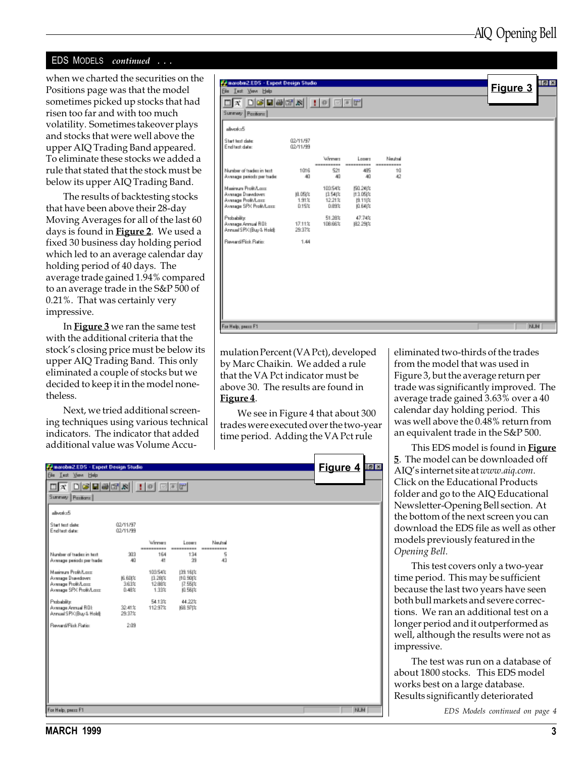## EDS MODELS *continued . . .*

when we charted the securities on the Positions page was that the model sometimes picked up stocks that had risen too far and with too much volatility. Sometimes takeover plays and stocks that were well above the upper AIQ Trading Band appeared. To eliminate these stocks we added a rule that stated that the stock must be below its upper AIQ Trading Band.

The results of backtesting stocks that have been above their 28-day Moving Averages for all of the last 60 days is found in **Figure 2**. We used a fixed 30 business day holding period which led to an average calendar day holding period of 40 days. The average trade gained 1.94% compared to an average trade in the S&P 500 of 0.21%. That was certainly very impressive.

In **Figure 3** we ran the same test with the additional criteria that the stock's closing price must be below its upper AIQ Trading Band. This only eliminated a couple of stocks but we decided to keep it in the model nonetheless.

Next, we tried additional screening techniques using various technical indicators. The indicator that added additional value was Volume Accumulation Percent (VA Pct), developed by Marc Chaikin. We added a rule that the VA Pct indicator must be above 30. The results are found in **Figure 4**.

We see in Figure 4 that about 300 trades were executed over the two-year time period. Adding the VA Pct rule eliminated two-thirds of the trades from the model that was used in Figure 3, but the average return per trade was significantly improved. The average trade gained 3.63% over a 40 calendar day holding period. This was well above the 0.48% return from an equivalent trade in the S&P 500.

This EDS model is found in **Figure 5**. The model can be downloaded off AIQ's internet site at *www.aiq.com*. Click on the Educational Products folder and go to the AIQ Educational Newsletter-Opening Bell section. At the bottom of the next screen you can download the EDS file as well as other models previously featured in the *Opening Bell*.

This test covers only a two-year time period. This may be sufficient because the last two years have seen both bull markets and severe corrections. We ran an additional test on a longer period and it outperformed as well, although the results were not as impressive.

The test was run on a database of about 1800 stocks. This EDS model works best on a large database. Results significantly deteriorated

*EDS Models continued on page 4*

**Figure 3**

marobm2.EDS - Expert Design Studio

allvoka5

Start test date: 02/11/97
End test date: 02/11/99

| | | Winners | Losers | Neutral |
|---|---|---|---|---|
| Number of trades in test: | 1016 | 521 | 485 | 10 |
| Average periods per trade: | 40 | 40 | 40 | 42 |
| Maximum Profit/Loss: | | 103.54% | (50.24)% | |
| Average Drawdown: | (8.05)% | (3.54)% | (13.05)% | |
| Average Profit/Loss: | 1.91% | 12.21% | (9.11)% | |
| Average SPX Profit/Loss: | 0.15% | 0.89% | (0.64)% | |
| Probability: | | 51.28% | 47.74% | |
| Average Annual ROI: | 17.11% | 108.66% | (82.29)% | |
| Annual SPX (Buy & Hold): | 29.37% | | | |
| Reward/Risk Ratio: | 1.44 | | | |

**Figure 4**

marobm2.EDS - Expert Design Studio

allvoka5

Start test date: 02/11/97
End test date: 02/11/99

| | | Winners | Losers | Neutral |
|---|---|---|---|---|
| Number of trades in test: | 303 | 164 | 134 | 5 |
| Average periods per trade: | 40 | 41 | 39 | 43 |
| Maximum Profit/Loss: | | 103.54% | (39.16)% | |
| Average Drawdown: | (6.60)% | (3.28)% | (10.90)% | |
| Average Profit/Loss: | 3.63% | 12.88% | (7.55)% | |
| Average SPX Profit/Loss: | 0.48% | 1.33% | (0.56)% | |
| Probability: | | 54.13% | 44.22% | |
| Average Annual ROI: | 32.41% | 112.97% | (68.97)% | |
| Annual SPX (Buy & Hold): | 29.37% | | | |
| Reward/Risk Ratio: | 2.09 | | | |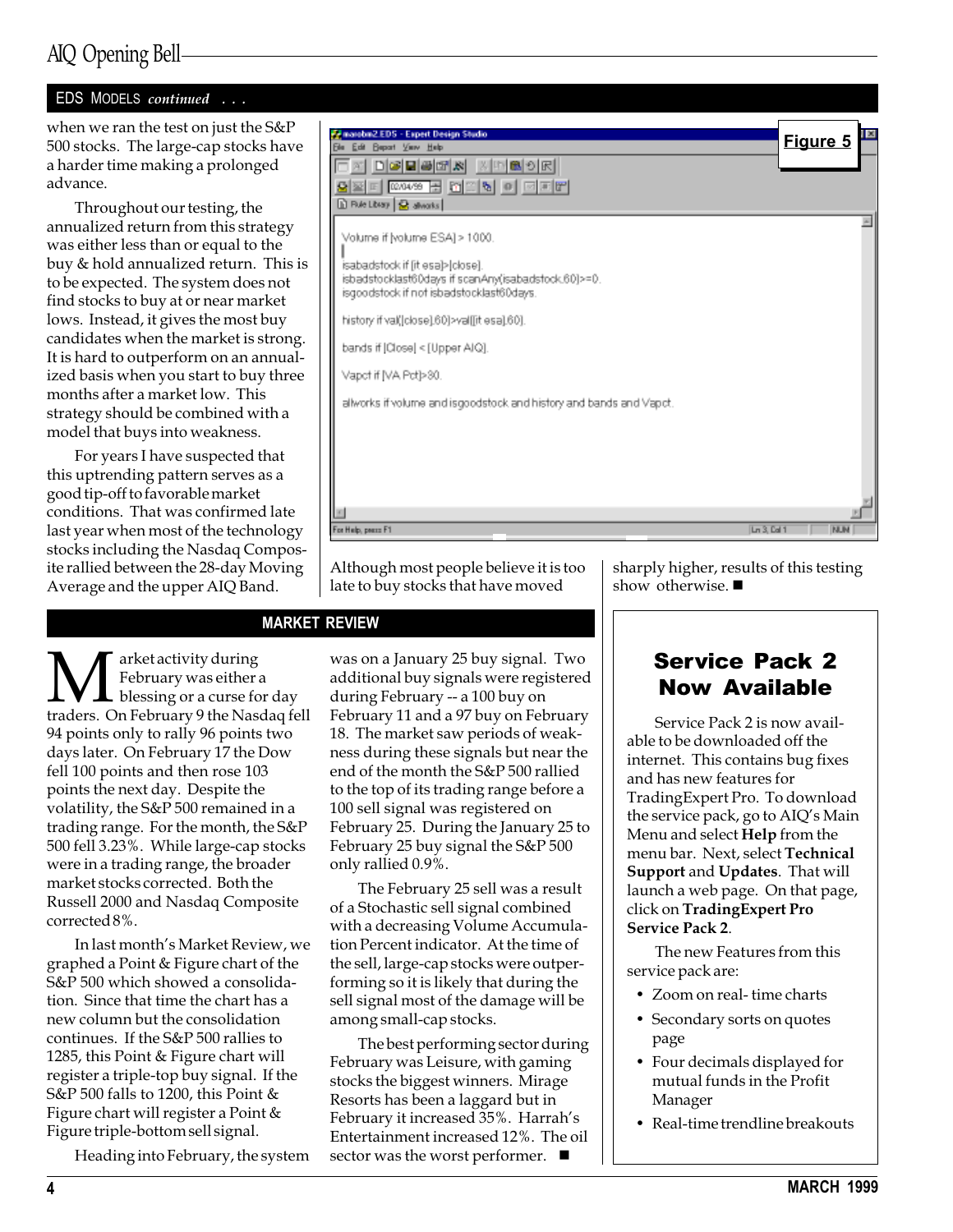## EDS MODELS *continued* . . .

when we ran the test on just the S&P 500 stocks. The large-cap stocks have a harder time making a prolonged advance.

Throughout our testing, the annualized return from this strategy was either less than or equal to the buy & hold annualized return. This is to be expected. The system does not find stocks to buy at or near market lows. Instead, it gives the most buy candidates when the market is strong. It is hard to outperform on an annualized basis when you start to buy three months after a market low. This strategy should be combined with a model that buys into weakness.

For years I have suspected that this uptrending pattern serves as a good tip-off to favorable market conditions. That was confirmed late last year when most of the technology stocks including the Nasdaq Composite rallied between the 28-day Moving Average and the upper AIQ Band.

**Figure 5**

```
Volume if [volume ESA] > 1000.

isabadstock if [it esa]>[close].
isbadstocklast60days if scanAny(isabadstock,60)>=0.
isgoodstock if not isbadstocklast60days.

history if val([close],60)>val([it esa],60).

bands if [Close] < [Upper AIQ].

Vapct if [VA Pct]>80.

allworks if volume and isgoodstock and history and bands and Vapct.
```

Although most people believe it is too late to buy stocks that have moved sharply higher, results of this testing show otherwise. ■

## MARKET REVIEW

Market activity during February was either a blessing or a curse for day traders. On February 9 the Nasdaq fell 94 points only to rally 96 points two days later. On February 17 the Dow fell 100 points and then rose 103 points the next day. Despite the volatility, the S&P 500 remained in a trading range. For the month, the S&P 500 fell 3.23%. While large-cap stocks were in a trading range, the broader market stocks corrected. Both the Russell 2000 and Nasdaq Composite corrected 8%.

In last month's Market Review, we graphed a Point & Figure chart of the S&P 500 which showed a consolidation. Since that time the chart has a new column but the consolidation continues. If the S&P 500 rallies to 1285, this Point & Figure chart will register a triple-top buy signal. If the S&P 500 falls to 1200, this Point & Figure chart will register a Point & Figure triple-bottom sell signal.

Heading into February, the system was on a January 25 buy signal. Two additional buy signals were registered during February -- a 100 buy on February 11 and a 97 buy on February 18. The market saw periods of weakness during these signals but near the end of the month the S&P 500 rallied to the top of its trading range before a 100 sell signal was registered on February 25. During the January 25 to February 25 buy signal the S&P 500 only rallied 0.9%.

The February 25 sell was a result of a Stochastic sell signal combined with a decreasing Volume Accumulation Percent indicator. At the time of the sell, large-cap stocks were outperforming so it is likely that during the sell signal most of the damage will be among small-cap stocks.

The best performing sector during February was Leisure, with gaming stocks the biggest winners. Mirage Resorts has been a laggard but in February it increased 35%. Harrah's Entertainment increased 12%. The oil sector was the worst performer. ■

## Service Pack 2 Now Available

Service Pack 2 is now available to be downloaded off the internet. This contains bug fixes and has new features for TradingExpert Pro. To download the service pack, go to AIQ's Main Menu and select **Help** from the menu bar. Next, select **Technical Support** and **Updates**. That will launch a web page. On that page, click on **TradingExpert Pro Service Pack 2**.

The new Features from this service pack are:

- Zoom on real- time charts
- Secondary sorts on quotes page
- Four decimals displayed for mutual funds in the Profit Manager
- Real-time trendline breakouts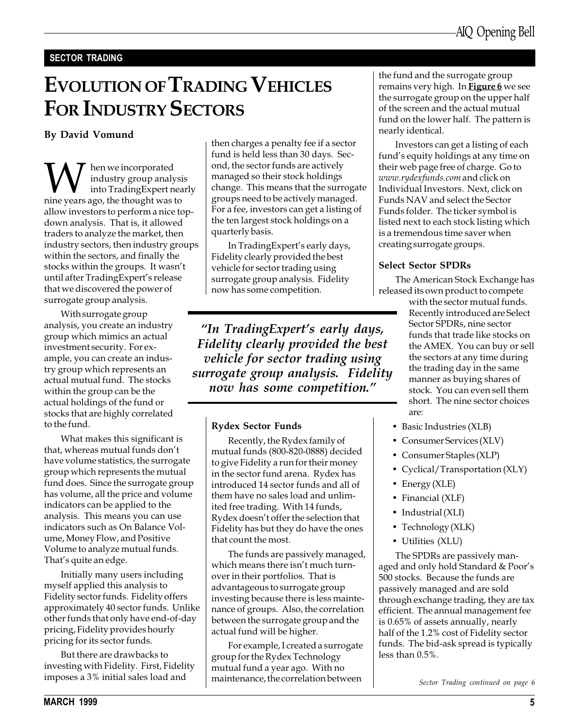**SECTOR TRADING**

# EVOLUTION OF TRADING VEHICLES FOR INDUSTRY SECTORS

**By David Vomund**

When we incorporated industry group analysis into TradingExpert nearly nine years ago, the thought was to allow investors to perform a nice top-down analysis. That is, it allowed traders to analyze the market, then industry sectors, then industry groups within the sectors, and finally the stocks within the groups. It wasn't until after TradingExpert's release that we discovered the power of surrogate group analysis.

With surrogate group analysis, you create an industry group which mimics an actual investment security. For example, you can create an industry group which represents an actual mutual fund. The stocks within the group can be the actual holdings of the fund or stocks that are highly correlated to the fund.

What makes this significant is that, whereas mutual funds don't have volume statistics, the surrogate group which represents the mutual fund does. Since the surrogate group has volume, all the price and volume indicators can be applied to the analysis. This means you can use indicators such as On Balance Volume, Money Flow, and Positive Volume to analyze mutual funds. That's quite an edge.

Initially many users including myself applied this analysis to Fidelity sector funds. Fidelity offers approximately 40 sector funds. Unlike other funds that only have end-of-day pricing, Fidelity provides hourly pricing for its sector funds.

But there are drawbacks to investing with Fidelity. First, Fidelity imposes a 3% initial sales load and then charges a penalty fee if a sector fund is held less than 30 days. Second, the sector funds are actively managed so their stock holdings change. This means that the surrogate groups need to be actively managed. For a fee, investors can get a listing of the ten largest stock holdings on a quarterly basis.

In TradingExpert's early days, Fidelity clearly provided the best vehicle for sector trading using surrogate group analysis. Fidelity now has some competition.

> *"In TradingExpert's early days, Fidelity clearly provided the best vehicle for sector trading using surrogate group analysis. Fidelity now has some competition."*

### Rydex Sector Funds

Recently, the Rydex family of mutual funds (800-820-0888) decided to give Fidelity a run for their money in the sector fund arena. Rydex has introduced 14 sector funds and all of them have no sales load and unlimited free trading. With 14 funds, Rydex doesn't offer the selection that Fidelity has but they do have the ones that count the most.

The funds are passively managed, which means there isn't much turnover in their portfolios. That is advantageous to surrogate group investing because there is less maintenance of groups. Also, the correlation between the surrogate group and the actual fund will be higher.

For example, I created a surrogate group for the Rydex Technology mutual fund a year ago. With no maintenance, the correlation between the fund and the surrogate group remains very high. In **Figure 6** we see the surrogate group on the upper half of the screen and the actual mutual fund on the lower half. The pattern is nearly identical.

Investors can get a listing of each fund's equity holdings at any time on their web page free of charge. Go to *www.rydexfunds.com* and click on Individual Investors. Next, click on Funds NAV and select the Sector Funds folder. The ticker symbol is listed next to each stock listing which is a tremendous time saver when creating surrogate groups.

### Select Sector SPDRs

The American Stock Exchange has released its own product to compete with the sector mutual funds. Recently introduced are Select Sector SPDRs, nine sector funds that trade like stocks on the AMEX. You can buy or sell the sectors at any time during the trading day in the same manner as buying shares of stock. You can even sell them short. The nine sector choices are:

- Basic Industries (XLB)
- Consumer Services (XLV)
- Consumer Staples (XLP)
- Cyclical/Transportation (XLY)
- Energy (XLE)
- Financial (XLF)
- Industrial (XLI)
- Technology (XLK)
- Utilities (XLU)

The SPDRs are passively managed and only hold Standard & Poor's 500 stocks. Because the funds are passively managed and are sold through exchange trading, they are tax efficient. The annual management fee is 0.65% of assets annually, nearly half of the 1.2% cost of Fidelity sector funds. The bid-ask spread is typically less than 0.5%.

*Sector Trading continued on page 6*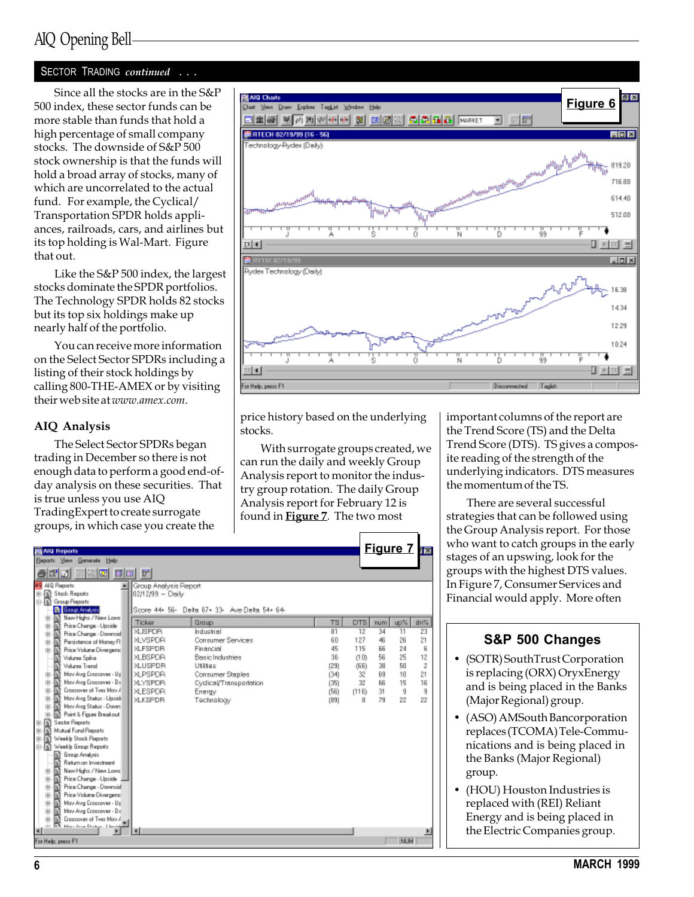## SECTOR TRADING *continued . . .*

Since all the stocks are in the S&P 500 index, these sector funds can be more stable than funds that hold a high percentage of small company stocks. The downside of S&P 500 stock ownership is that the funds will hold a broad array of stocks, many of which are uncorrelated to the actual fund. For example, the Cyclical/ Transportation SPDR holds appliances, railroads, cars, and airlines but its top holding is Wal-Mart. Figure that out.

Like the S&P 500 index, the largest stocks dominate the SPDR portfolios. The Technology SPDR holds 82 stocks but its top six holdings make up nearly half of the portfolio.

You can receive more information on the Select Sector SPDRs including a listing of their stock holdings by calling 800-THE-AMEX or by visiting their web site at *www.amex.com.*

### AIQ Analysis

The Select Sector SPDRs began trading in December so there is not enough data to perform a good end-of-day analysis on these securities. That is true unless you use AIQ TradingExpert to create surrogate groups, in which case you create the price history based on the underlying stocks.

With surrogate groups created, we can run the daily and weekly Group Analysis report to monitor the industry group rotation. The daily Group Analysis report for February 12 is found in **Figure 7**. The two most important columns of the report are the Trend Score (TS) and the Delta Trend Score (DTS). TS gives a composite reading of the strength of the underlying indicators. DTS measures the momentum of the TS.

There are several successful strategies that can be followed using the Group Analysis report. For those who want to catch groups in the early stages of an upswing, look for the groups with the highest DTS values. In Figure 7, Consumer Services and Financial would apply. More often

**Figure 6**

**Figure 7**

Group Analysis Report
02/12/99 – Daily

Score 44+ 56- Delta 67+ 33- Ave Delta 54+ 64-

| Ticker | Group | TS | DTS | num | up% | dn% |
|---|---|---|---|---|---|---|
| XLISPDR | Industrial | 81 | 12 | 34 | 11 | 23 |
| XLVSPDR | Consumer Services | 60 | 127 | 46 | 26 | 21 |
| XLFSPDR | Financial | 45 | 115 | 66 | 24 | 6 |
| XLBSPDR | Basic Industries | 36 | (10) | 56 | 25 | 12 |
| XLUSPDR | Utilities | (29) | (66) | 38 | 50 | 2 |
| XLPSPDR | Consumer Staples | (34) | 32 | 69 | 10 | 21 |
| XLYSPDR | Cyclical/Transportation | (35) | 32 | 66 | 15 | 16 |
| XLESPDR | Energy | (56) | (116) | 31 | 9 | 9 |
| XLKSPDR | Technology | (89) | 8 | 79 | 22 | 22 |

### S&P 500 Changes

- (SOTR) SouthTrust Corporation is replacing (ORX) OryxEnergy and is being placed in the Banks (Major Regional) group.
- (ASO) AMSouth Bancorporation replaces (TCOMA) Tele-Communications and is being placed in the Banks (Major Regional) group.
- (HOU) Houston Industries is replaced with (REI) Reliant Energy and is being placed in the Electric Companies group.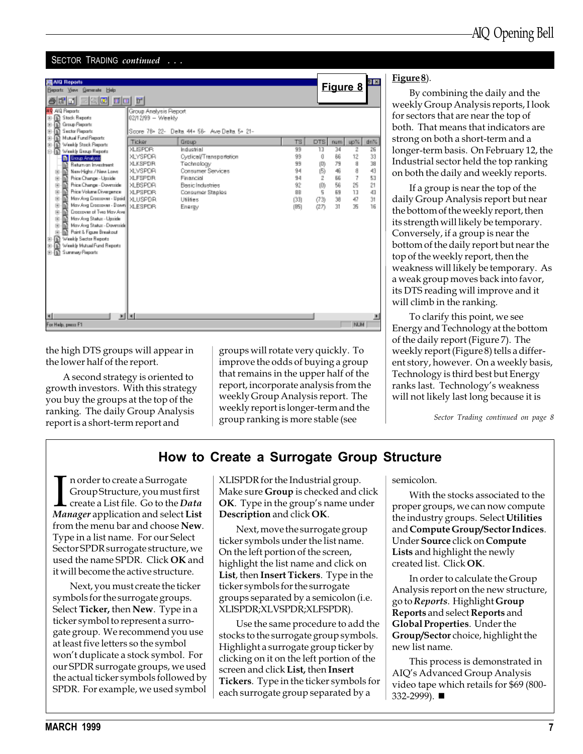SECTOR TRADING *continued . . .*

**Figure 8**

Group Analysis Report
02/12/99 -- Weekly

Score 78+ 22- Delta 44+ 56- Ave Delta 5+ 21-

| Ticker | Group | TS | DTS | num | up% | dn% |
|---|---|---|---|---|---|---|
| XLISPDR | Industrial | 99 | 13 | 34 | 2 | 26 |
| XLYSPDR | Cyclical/Transportation | 99 | 0 | 66 | 12 | 33 |
| XLKSPDR | Technology | 99 | (0) | 79 | 8 | 38 |
| XLVSPDR | Consumer Services | 94 | (5) | 46 | 8 | 43 |
| XLFSPDR | Financial | 94 | 2 | 66 | 7 | 53 |
| XLBSPDR | Basic Industries | 92 | (0) | 56 | 25 | 21 |
| XLPSPDR | Consumer Staples | 88 | 5 | 69 | 13 | 43 |
| XLUSPDR | Utilities | (33) | (73) | 38 | 47 | 31 |
| XLESPDR | Energy | (85) | (27) | 31 | 35 | 16 |

the high DTS groups will appear in the lower half of the report.

A second strategy is oriented to growth investors. With this strategy you buy the groups at the top of the ranking. The daily Group Analysis report is a short-term report and groups will rotate very quickly. To improve the odds of buying a group that remains in the upper half of the report, incorporate analysis from the weekly Group Analysis report. The weekly report is longer-term and the group ranking is more stable (see Figure 8).

By combining the daily and the weekly Group Analysis reports, I look for sectors that are near the top of both. That means that indicators are strong on both a short-term and a longer-term basis. On February 12, the Industrial sector held the top ranking on both the daily and weekly reports.

If a group is near the top of the daily Group Analysis report but near the bottom of the weekly report, then its strength will likely be temporary. Conversely, if a group is near the bottom of the daily report but near the top of the weekly report, then the weakness will likely be temporary. As a weak group moves back into favor, its DTS reading will improve and it will climb in the ranking.

To clarify this point, we see Energy and Technology at the bottom of the daily report (Figure 7). The weekly report (Figure 8) tells a different story, however. On a weekly basis, Technology is third best but Energy ranks last. Technology's weakness will not likely last long because it is

*Sector Trading continued on page 8*

## How to Create a Surrogate Group Structure

In order to create a Surrogate Group Structure, you must first create a List file. Go to the ***Data Manager*** application and select **List** from the menu bar and choose **New**. Type in a list name. For our Select Sector SPDR surrogate structure, we used the name SPDR. Click **OK** and it will become the active structure.

Next, you must create the ticker symbols for the surrogate groups. Select **Ticker,** then **New**. Type in a ticker symbol to represent a surrogate group. We recommend you use at least five letters so the symbol won't duplicate a stock symbol. For our SPDR surrogate groups, we used the actual ticker symbols followed by SPDR. For example, we used symbol XLISPDR for the Industrial group. Make sure **Group** is checked and click **OK**. Type in the group's name under **Description** and click **OK**.

Next, move the surrogate group ticker symbols under the list name. On the left portion of the screen, highlight the list name and click on **List**, then **Insert Tickers**. Type in the ticker symbols for the surrogate groups separated by a semicolon (i.e. XLISPDR;XLVSPDR;XLFSPDR).

Use the same procedure to add the stocks to the surrogate group symbols. Highlight a surrogate group ticker by clicking on it on the left portion of the screen and click **List,** then **Insert Tickers**. Type in the ticker symbols for each surrogate group separated by a semicolon.

With the stocks associated to the proper groups, we can now compute the industry groups. Select **Utilities** and **Compute Group/Sector Indices**. Under **Source** click on **Compute Lists** and highlight the newly created list. Click **OK**.

In order to calculate the Group Analysis report on the new structure, go to ***Reports***. Highlight **Group Reports** and select **Reports** and **Global Properties**. Under the **Group/Sector** choice, highlight the new list name.

This process is demonstrated in AIQ's Advanced Group Analysis video tape which retails for $69 (800-332-2999). ■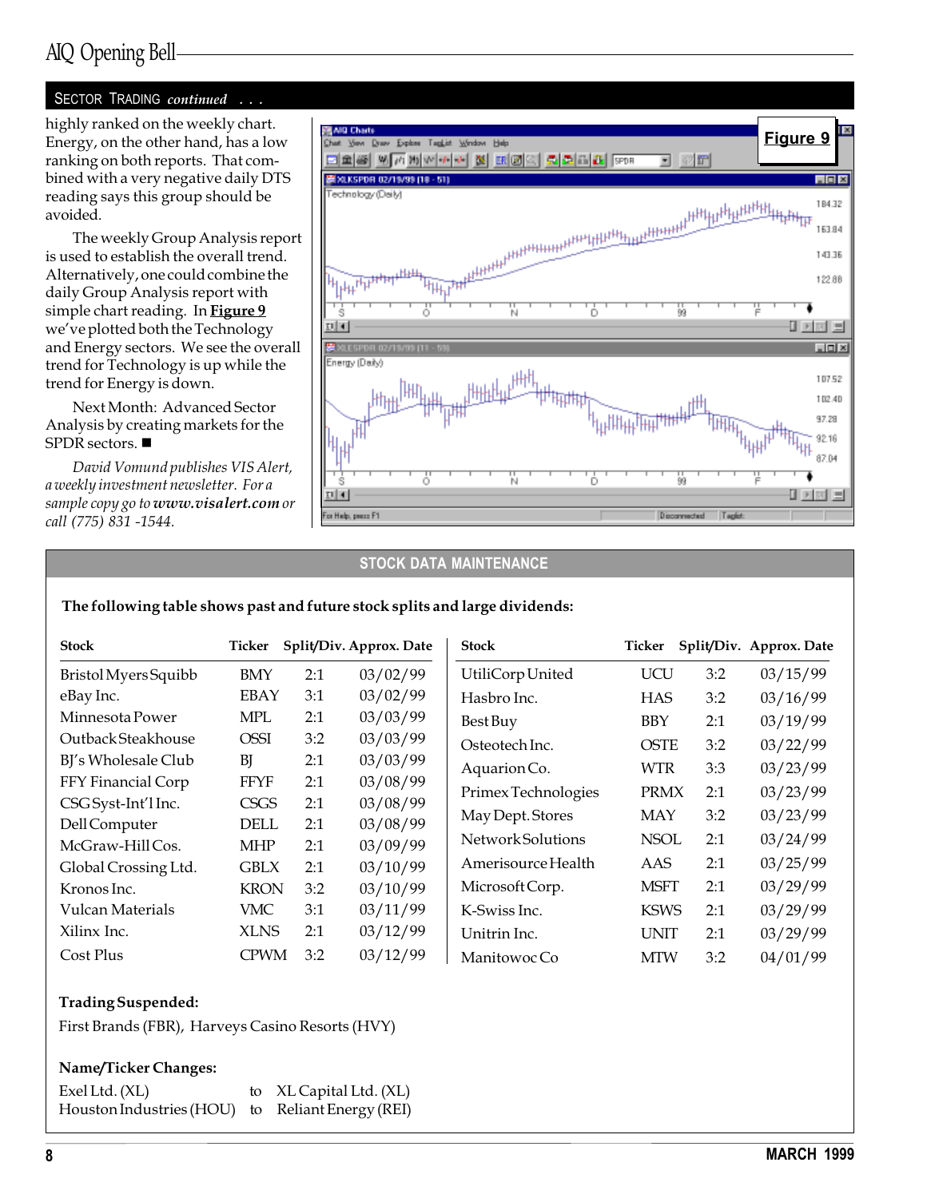## SECTOR TRADING *continued* . . .

highly ranked on the weekly chart. Energy, on the other hand, has a low ranking on both reports. That combined with a very negative daily DTS reading says this group should be avoided.

The weekly Group Analysis report is used to establish the overall trend. Alternatively, one could combine the daily Group Analysis report with simple chart reading. In **Figure 9** we've plotted both the Technology and Energy sectors. We see the overall trend for Technology is up while the trend for Energy is down.

Next Month: Advanced Sector Analysis by creating markets for the SPDR sectors. ■

*David Vomund publishes VIS Alert, a weekly investment newsletter. For a sample copy go to **www.visalert.com** or call (775) 831 -1544.*

**Figure 9**

AIQ Charts
Chart View Draw Explore TagList Window Help
SPDR
XLKSPDR 02/19/99 (18 - 51)
Technology (Daily)
184.32
163.84
143.36
122.88
S O N D 99 F
XLESPDR 02/19/99 (11 - 59)
Energy (Daily)
107.52
102.40
97.28
92.16
87.04
S O N D 99 F
For Help, press F1
Disconnected
Taglist:

## STOCK DATA MAINTENANCE

**The following table shows past and future stock splits and large dividends:**

| Stock | Ticker | Split/Div. | Approx. Date |
|---|---|---|---|
| Bristol Myers Squibb | BMY | 2:1 | 03/02/99 |
| eBay Inc. | EBAY | 3:1 | 03/02/99 |
| Minnesota Power | MPL | 2:1 | 03/03/99 |
| Outback Steakhouse | OSSI | 3:2 | 03/03/99 |
| BJ's Wholesale Club | BJ | 2:1 | 03/03/99 |
| FFY Financial Corp | FFYF | 2:1 | 03/08/99 |
| CSG Syst-Int'l Inc. | CSGS | 2:1 | 03/08/99 |
| Dell Computer | DELL | 2:1 | 03/08/99 |
| McGraw-Hill Cos. | MHP | 2:1 | 03/09/99 |
| Global Crossing Ltd. | GBLX | 2:1 | 03/10/99 |
| Kronos Inc. | KRON | 3:2 | 03/10/99 |
| Vulcan Materials | VMC | 3:1 | 03/11/99 |
| Xilinx Inc. | XLNS | 2:1 | 03/12/99 |
| Cost Plus | CPWM | 3:2 | 03/12/99 |
| UtiliCorp United | UCU | 3:2 | 03/15/99 |
| Hasbro Inc. | HAS | 3:2 | 03/16/99 |
| Best Buy | BBY | 2:1 | 03/19/99 |
| Osteotech Inc. | OSTE | 3:2 | 03/22/99 |
| Aquarion Co. | WTR | 3:3 | 03/23/99 |
| Primex Technologies | PRMX | 2:1 | 03/23/99 |
| May Dept. Stores | MAY | 3:2 | 03/23/99 |
| Network Solutions | NSOL | 2:1 | 03/24/99 |
| Amerisource Health | AAS | 2:1 | 03/25/99 |
| Microsoft Corp. | MSFT | 2:1 | 03/29/99 |
| K-Swiss Inc. | KSWS | 2:1 | 03/29/99 |
| Unitrin Inc. | UNIT | 2:1 | 03/29/99 |
| Manitowoc Co | MTW | 3:2 | 04/01/99 |

**Trading Suspended:**

First Brands (FBR), Harveys Casino Resorts (HVY)

**Name/Ticker Changes:**

Exel Ltd. (XL) to XL Capital Ltd. (XL)
Houston Industries (HOU) to Reliant Energy (REI)